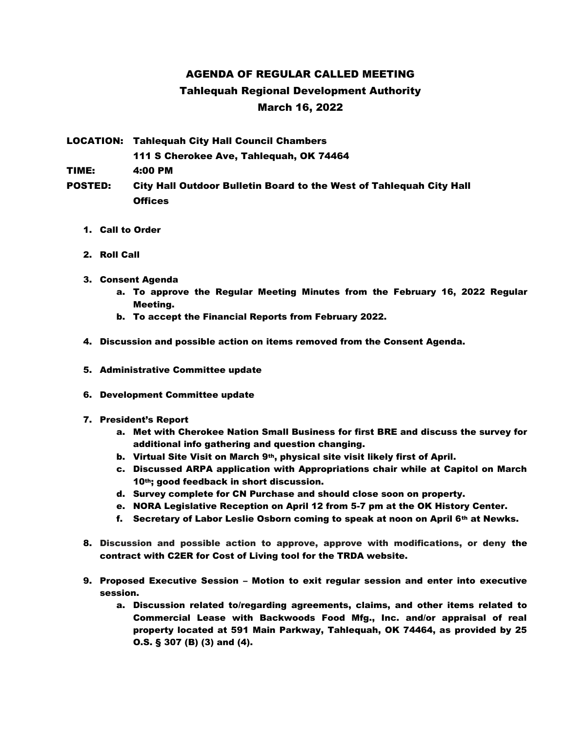# AGENDA OF REGULAR CALLED MEETING

## Tahlequah Regional Development Authority

## March 16, 2022

**LOCATION:** Tahlequah City Hall Council Chambers
111 S Cherokee Ave, Tahlequah, OK 74464

**TIME:** 4:00 PM

**POSTED:** City Hall Outdoor Bulletin Board to the West of Tahlequah City Hall Offices

1. Call to Order

2. Roll Call

3. Consent Agenda
   a. To approve the Regular Meeting Minutes from the February 16, 2022 Regular Meeting.
   b. To accept the Financial Reports from February 2022.

4. Discussion and possible action on items removed from the Consent Agenda.

5. Administrative Committee update

6. Development Committee update

7. President's Report
   a. Met with Cherokee Nation Small Business for first BRE and discuss the survey for additional info gathering and question changing.
   b. Virtual Site Visit on March 9th, physical site visit likely first of April.
   c. Discussed ARPA application with Appropriations chair while at Capitol on March 10th; good feedback in short discussion.
   d. Survey complete for CN Purchase and should close soon on property.
   e. NORA Legislative Reception on April 12 from 5-7 pm at the OK History Center.
   f. Secretary of Labor Leslie Osborn coming to speak at noon on April 6th at Newks.

8. Discussion and possible action to approve, approve with modifications, or deny the contract with C2ER for Cost of Living tool for the TRDA website.

9. Proposed Executive Session – Motion to exit regular session and enter into executive session.
   a. Discussion related to/regarding agreements, claims, and other items related to Commercial Lease with Backwoods Food Mfg., Inc. and/or appraisal of real property located at 591 Main Parkway, Tahlequah, OK 74464, as provided by 25 O.S. § 307 (B) (3) and (4).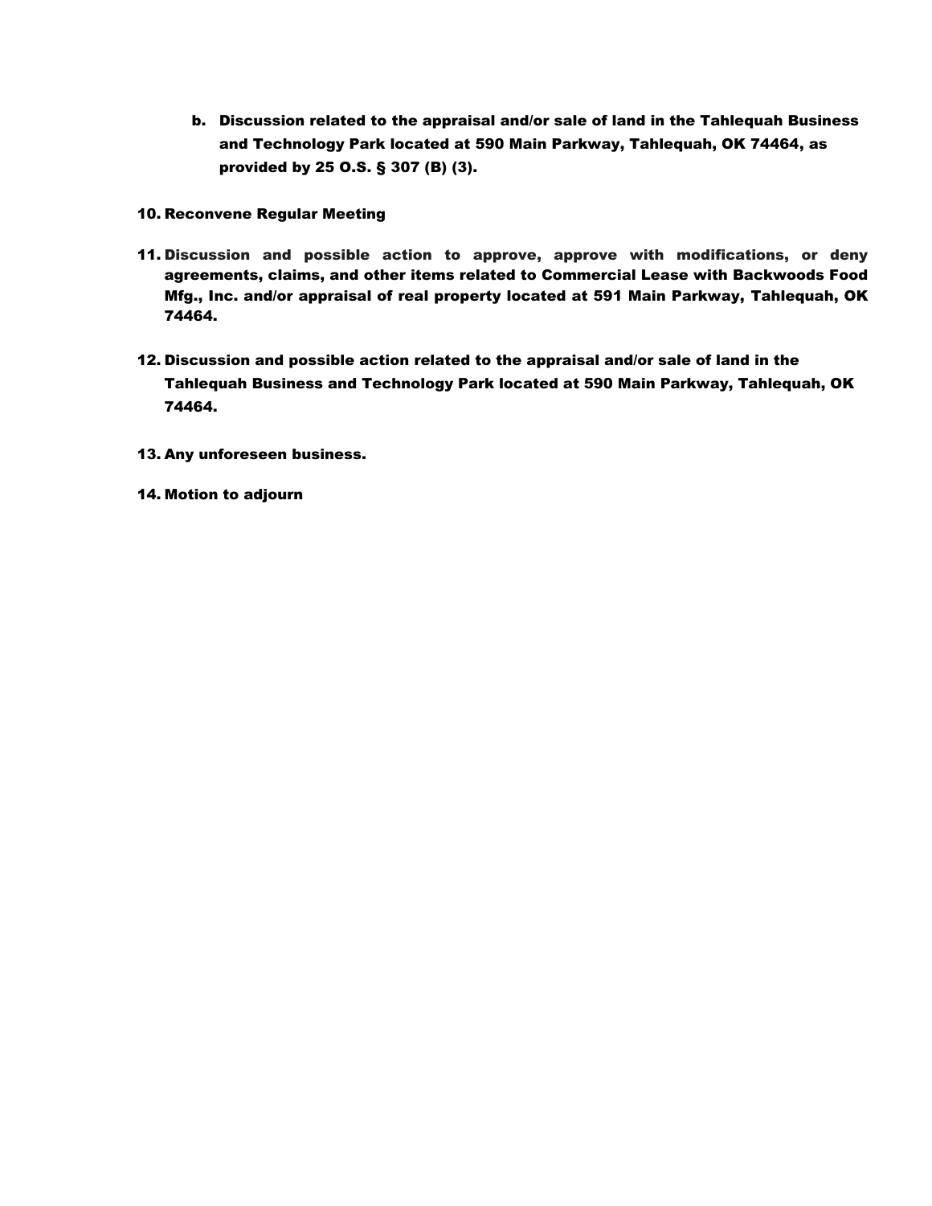b. **Discussion related to the appraisal and/or sale of land in the Tahlequah Business and Technology Park located at 590 Main Parkway, Tahlequah, OK 74464, as provided by 25 O.S. § 307 (B) (3).**

10. **Reconvene Regular Meeting**

11. **Discussion and possible action to approve, approve with modifications, or deny agreements, claims, and other items related to Commercial Lease with Backwoods Food Mfg., Inc. and/or appraisal of real property located at 591 Main Parkway, Tahlequah, OK 74464.**

12. **Discussion and possible action related to the appraisal and/or sale of land in the Tahlequah Business and Technology Park located at 590 Main Parkway, Tahlequah, OK 74464.**

13. **Any unforeseen business.**

14. **Motion to adjourn**